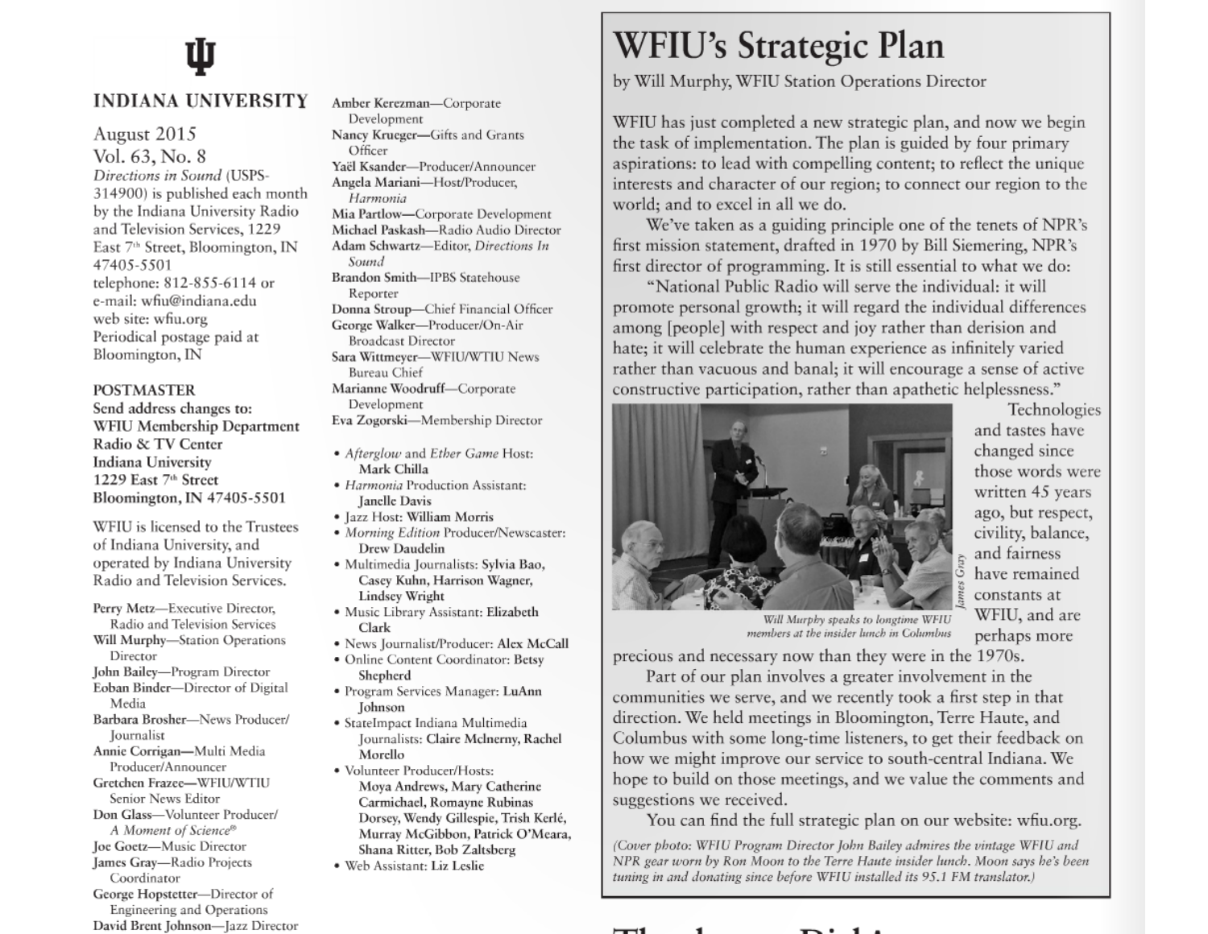INDIANA UNIVERSITY

August 2015
Vol. 63, No. 8
*Directions in Sound* (USPS-314900) is published each month by the Indiana University Radio and Television Services, 1229 East 7th Street, Bloomington, IN 47405-5501
telephone: 812-855-6114 or
e-mail: wfiu@indiana.edu
web site: wfiu.org
Periodical postage paid at Bloomington, IN

**POSTMASTER**
**Send address changes to:**
**WFIU Membership Department**
**Radio & TV Center**
**Indiana University**
**1229 East 7th Street**
**Bloomington, IN 47405-5501**

WFIU is licensed to the Trustees of Indiana University, and operated by Indiana University Radio and Television Services.

**Perry Metz**—Executive Director, Radio and Television Services
**Will Murphy**—Station Operations Director
**John Bailey**—Program Director
**Eoban Binder**—Director of Digital Media
**Barbara Brosher**—News Producer/Journalist
**Annie Corrigan**—Multi Media Producer/Announcer
**Gretchen Frazee**—WFIU/WTIU Senior News Editor
**Don Glass**—Volunteer Producer/*A Moment of Science®*
**Joe Goetz**—Music Director
**James Gray**—Radio Projects Coordinator
**George Hopstetter**—Director of Engineering and Operations
**David Brent Johnson**—Jazz Director
**Amber Kerezman**—Corporate Development
**Nancy Krueger**—Gifts and Grants Officer
**Yaël Ksander**—Producer/Announcer
**Angela Mariani**—Host/Producer, *Harmonia*
**Mia Partlow**—Corporate Development
**Michael Paskash**—Radio Audio Director
**Adam Schwartz**—Editor, *Directions In Sound*
**Brandon Smith**—IPBS Statehouse Reporter
**Donna Stroup**—Chief Financial Officer
**George Walker**—Producer/On-Air Broadcast Director
**Sara Wittmeyer**—WFIU/WTIU News Bureau Chief
**Marianne Woodruff**—Corporate Development
**Eva Zogorski**—Membership Director

- *Afterglow* and *Ether Game* Host: **Mark Chilla**
- *Harmonia* Production Assistant: **Janelle Davis**
- Jazz Host: **William Morris**
- *Morning Edition* Producer/Newscaster: **Drew Daudelin**
- Multimedia Journalists: **Sylvia Bao, Casey Kuhn, Harrison Wagner, Lindsey Wright**
- Music Library Assistant: **Elizabeth Clark**
- News Journalist/Producer: **Alex McCall**
- Online Content Coordinator: **Betsy Shepherd**
- Program Services Manager: **LuAnn Johnson**
- StateImpact Indiana Multimedia Journalists: **Claire McInerny, Rachel Morello**
- Volunteer Producer/Hosts: **Moya Andrews, Mary Catherine Carmichael, Romayne Rubinas Dorsey, Wendy Gillespie, Trish Kerlé, Murray McGibbon, Patrick O'Meara, Shana Ritter, Bob Zaltsberg**
- Web Assistant: **Liz Leslie**

# WFIU's Strategic Plan

by Will Murphy, WFIU Station Operations Director

WFIU has just completed a new strategic plan, and now we begin the task of implementation. The plan is guided by four primary aspirations: to lead with compelling content; to reflect the unique interests and character of our region; to connect our region to the world; and to excel in all we do.

We've taken as a guiding principle one of the tenets of NPR's first mission statement, drafted in 1970 by Bill Siemering, NPR's first director of programming. It is still essential to what we do:

"National Public Radio will serve the individual: it will promote personal growth; it will regard the individual differences among [people] with respect and joy rather than derision and hate; it will celebrate the human experience as infinitely varied rather than vacuous and banal; it will encourage a sense of active constructive participation, rather than apathetic helplessness."

*Will Murphy speaks to longtime WFIU members at the insider lunch in Columbus* (James Gray)

Technologies and tastes have changed since those words were written 45 years ago, but respect, civility, balance, and fairness have remained constants at WFIU, and are perhaps more precious and necessary now than they were in the 1970s.

Part of our plan involves a greater involvement in the communities we serve, and we recently took a first step in that direction. We held meetings in Bloomington, Terre Haute, and Columbus with some long-time listeners, to get their feedback on how we might improve our service to south-central Indiana. We hope to build on those meetings, and we value the comments and suggestions we received.

You can find the full strategic plan on our website: wfiu.org.

*(Cover photo: WFIU Program Director John Bailey admires the vintage WFIU and NPR gear worn by Ron Moon to the Terre Haute insider lunch. Moon says he's been tuning in and donating since before WFIU installed its 95.1 FM translator.)*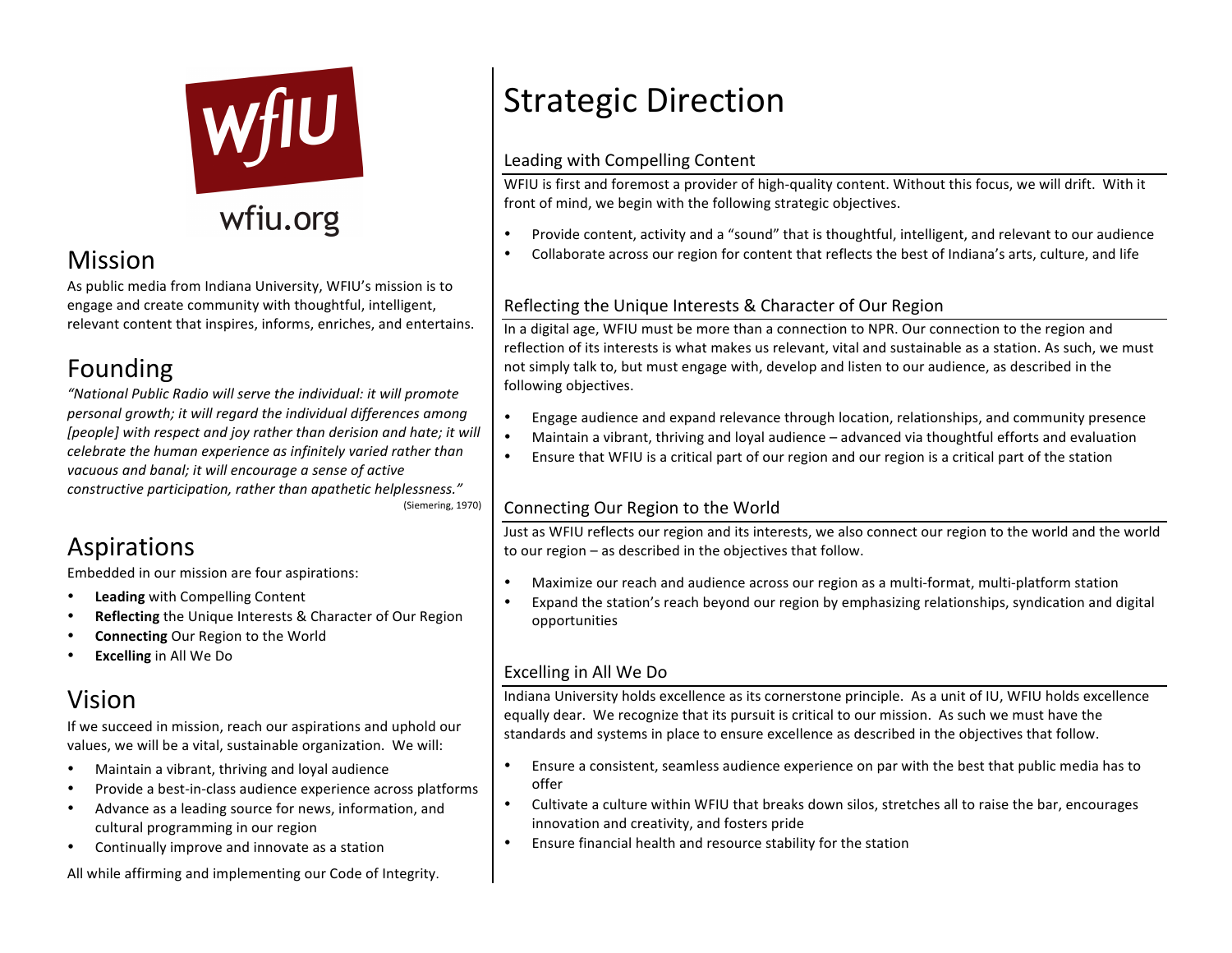WfIU

wfiu.org

## Mission

As public media from Indiana University, WFIU's mission is to engage and create community with thoughtful, intelligent, relevant content that inspires, informs, enriches, and entertains.

## Founding

*"National Public Radio will serve the individual: it will promote personal growth; it will regard the individual differences among [people] with respect and joy rather than derision and hate; it will celebrate the human experience as infinitely varied rather than vacuous and banal; it will encourage a sense of active constructive participation, rather than apathetic helplessness."*

(Siemering, 1970)

## Aspirations

Embedded in our mission are four aspirations:

- **Leading** with Compelling Content
- **Reflecting** the Unique Interests & Character of Our Region
- **Connecting** Our Region to the World
- **Excelling** in All We Do

## Vision

If we succeed in mission, reach our aspirations and uphold our values, we will be a vital, sustainable organization. We will:

- Maintain a vibrant, thriving and loyal audience
- Provide a best-in-class audience experience across platforms
- Advance as a leading source for news, information, and cultural programming in our region
- Continually improve and innovate as a station

All while affirming and implementing our Code of Integrity.

# Strategic Direction

### Leading with Compelling Content

WFIU is first and foremost a provider of high-quality content. Without this focus, we will drift. With it front of mind, we begin with the following strategic objectives.

- Provide content, activity and a "sound" that is thoughtful, intelligent, and relevant to our audience
- Collaborate across our region for content that reflects the best of Indiana's arts, culture, and life

### Reflecting the Unique Interests & Character of Our Region

In a digital age, WFIU must be more than a connection to NPR. Our connection to the region and reflection of its interests is what makes us relevant, vital and sustainable as a station. As such, we must not simply talk to, but must engage with, develop and listen to our audience, as described in the following objectives.

- Engage audience and expand relevance through location, relationships, and community presence
- Maintain a vibrant, thriving and loyal audience – advanced via thoughtful efforts and evaluation
- Ensure that WFIU is a critical part of our region and our region is a critical part of the station

### Connecting Our Region to the World

Just as WFIU reflects our region and its interests, we also connect our region to the world and the world to our region – as described in the objectives that follow.

- Maximize our reach and audience across our region as a multi-format, multi-platform station
- Expand the station's reach beyond our region by emphasizing relationships, syndication and digital opportunities

### Excelling in All We Do

Indiana University holds excellence as its cornerstone principle. As a unit of IU, WFIU holds excellence equally dear. We recognize that its pursuit is critical to our mission. As such we must have the standards and systems in place to ensure excellence as described in the objectives that follow.

- Ensure a consistent, seamless audience experience on par with the best that public media has to offer
- Cultivate a culture within WFIU that breaks down silos, stretches all to raise the bar, encourages innovation and creativity, and fosters pride
- Ensure financial health and resource stability for the station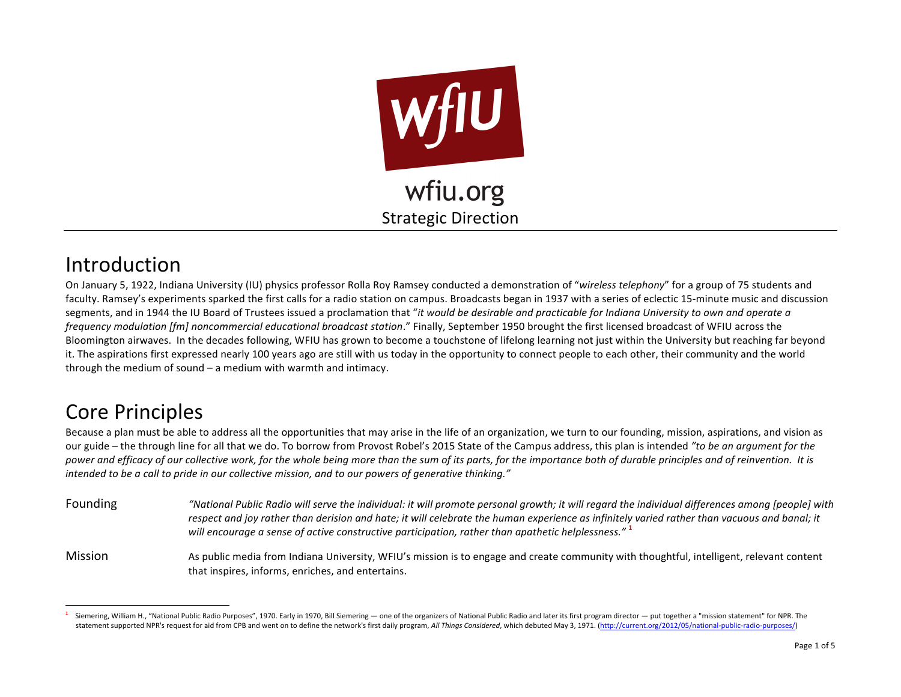wfiu.org

Strategic Direction

# Introduction

On January 5, 1922, Indiana University (IU) physics professor Rolla Roy Ramsey conducted a demonstration of "*wireless telephony*" for a group of 75 students and faculty. Ramsey's experiments sparked the first calls for a radio station on campus. Broadcasts began in 1937 with a series of eclectic 15-minute music and discussion segments, and in 1944 the IU Board of Trustees issued a proclamation that "*it would be desirable and practicable for Indiana University to own and operate a frequency modulation [fm] noncommercial educational broadcast station*." Finally, September 1950 brought the first licensed broadcast of WFIU across the Bloomington airwaves. In the decades following, WFIU has grown to become a touchstone of lifelong learning not just within the University but reaching far beyond it. The aspirations first expressed nearly 100 years ago are still with us today in the opportunity to connect people to each other, their community and the world through the medium of sound – a medium with warmth and intimacy.

# Core Principles

Because a plan must be able to address all the opportunities that may arise in the life of an organization, we turn to our founding, mission, aspirations, and vision as our guide – the through line for all that we do. To borrow from Provost Robel's 2015 State of the Campus address, this plan is intended *"to be an argument for the power and efficacy of our collective work, for the whole being more than the sum of its parts, for the importance both of durable principles and of reinvention. It is intended to be a call to pride in our collective mission, and to our powers of generative thinking."*

**Founding** *"National Public Radio will serve the individual: it will promote personal growth; it will regard the individual differences among [people] with respect and joy rather than derision and hate; it will celebrate the human experience as infinitely varied rather than vacuous and banal; it will encourage a sense of active constructive participation, rather than apathetic helplessness."* [1]

**Mission** As public media from Indiana University, WFIU's mission is to engage and create community with thoughtful, intelligent, relevant content that inspires, informs, enriches, and entertains.

---

[1] Siemering, William H., "National Public Radio Purposes", 1970. Early in 1970, Bill Siemering — one of the organizers of National Public Radio and later its first program director — put together a "mission statement" for NPR. The statement supported NPR's request for aid from CPB and went on to define the network's first daily program, *All Things Considered*, which debuted May 3, 1971. (http://current.org/2012/05/national-public-radio-purposes/)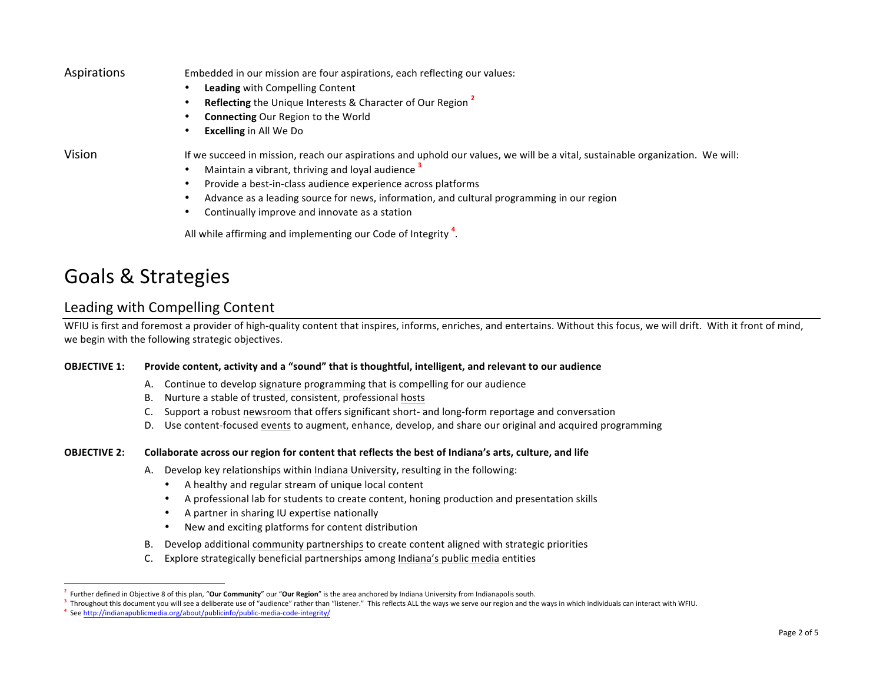Aspirations

Embedded in our mission are four aspirations, each reflecting our values:

- **Leading** with Compelling Content
- **Reflecting** the Unique Interests & Character of Our Region [2]
- **Connecting** Our Region to the World
- **Excelling** in All We Do

Vision

If we succeed in mission, reach our aspirations and uphold our values, we will be a vital, sustainable organization. We will:

- Maintain a vibrant, thriving and loyal audience [3]
- Provide a best-in-class audience experience across platforms
- Advance as a leading source for news, information, and cultural programming in our region
- Continually improve and innovate as a station

All while affirming and implementing our Code of Integrity [4].

# Goals & Strategies

## Leading with Compelling Content

WFIU is first and foremost a provider of high-quality content that inspires, informs, enriches, and entertains. Without this focus, we will drift. With it front of mind, we begin with the following strategic objectives.

**OBJECTIVE 1: Provide content, activity and a "sound" that is thoughtful, intelligent, and relevant to our audience**

A. Continue to develop signature programming that is compelling for our audience
B. Nurture a stable of trusted, consistent, professional hosts
C. Support a robust newsroom that offers significant short- and long-form reportage and conversation
D. Use content-focused events to augment, enhance, develop, and share our original and acquired programming

**OBJECTIVE 2: Collaborate across our region for content that reflects the best of Indiana's arts, culture, and life**

A. Develop key relationships within Indiana University, resulting in the following:
   - A healthy and regular stream of unique local content
   - A professional lab for students to create content, honing production and presentation skills
   - A partner in sharing IU expertise nationally
   - New and exciting platforms for content distribution
B. Develop additional community partnerships to create content aligned with strategic priorities
C. Explore strategically beneficial partnerships among Indiana's public media entities

---

[2] Further defined in Objective 8 of this plan, "**Our Community**" our "**Our Region**" is the area anchored by Indiana University from Indianapolis south.

[3] Throughout this document you will see a deliberate use of "audience" rather than "listener." This reflects ALL the ways we serve our region and the ways in which individuals can interact with WFIU.

[4] See http://indianapublicmedia.org/about/publicinfo/public-media-code-integrity/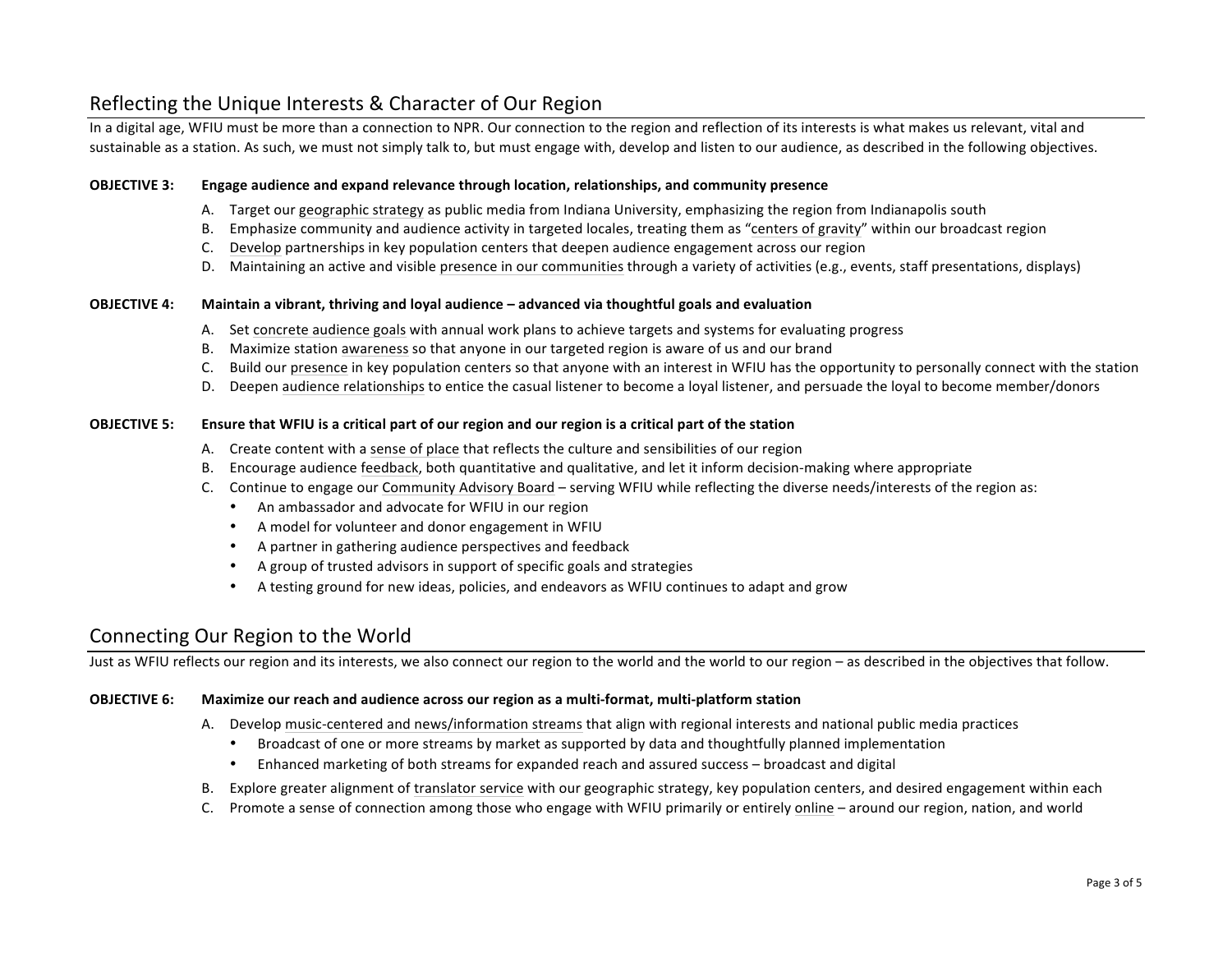## Reflecting the Unique Interests & Character of Our Region

In a digital age, WFIU must be more than a connection to NPR. Our connection to the region and reflection of its interests is what makes us relevant, vital and sustainable as a station. As such, we must not simply talk to, but must engage with, develop and listen to our audience, as described in the following objectives.

**OBJECTIVE 3: Engage audience and expand relevance through location, relationships, and community presence**

A. Target our geographic strategy as public media from Indiana University, emphasizing the region from Indianapolis south
B. Emphasize community and audience activity in targeted locales, treating them as "centers of gravity" within our broadcast region
C. Develop partnerships in key population centers that deepen audience engagement across our region
D. Maintaining an active and visible presence in our communities through a variety of activities (e.g., events, staff presentations, displays)

**OBJECTIVE 4: Maintain a vibrant, thriving and loyal audience – advanced via thoughtful goals and evaluation**

A. Set concrete audience goals with annual work plans to achieve targets and systems for evaluating progress
B. Maximize station awareness so that anyone in our targeted region is aware of us and our brand
C. Build our presence in key population centers so that anyone with an interest in WFIU has the opportunity to personally connect with the station
D. Deepen audience relationships to entice the casual listener to become a loyal listener, and persuade the loyal to become member/donors

**OBJECTIVE 5: Ensure that WFIU is a critical part of our region and our region is a critical part of the station**

A. Create content with a sense of place that reflects the culture and sensibilities of our region
B. Encourage audience feedback, both quantitative and qualitative, and let it inform decision-making where appropriate
C. Continue to engage our Community Advisory Board – serving WFIU while reflecting the diverse needs/interests of the region as:
   - An ambassador and advocate for WFIU in our region
   - A model for volunteer and donor engagement in WFIU
   - A partner in gathering audience perspectives and feedback
   - A group of trusted advisors in support of specific goals and strategies
   - A testing ground for new ideas, policies, and endeavors as WFIU continues to adapt and grow

## Connecting Our Region to the World

Just as WFIU reflects our region and its interests, we also connect our region to the world and the world to our region – as described in the objectives that follow.

**OBJECTIVE 6: Maximize our reach and audience across our region as a multi-format, multi-platform station**

A. Develop music-centered and news/information streams that align with regional interests and national public media practices
   - Broadcast of one or more streams by market as supported by data and thoughtfully planned implementation
   - Enhanced marketing of both streams for expanded reach and assured success – broadcast and digital
B. Explore greater alignment of translator service with our geographic strategy, key population centers, and desired engagement within each
C. Promote a sense of connection among those who engage with WFIU primarily or entirely online – around our region, nation, and world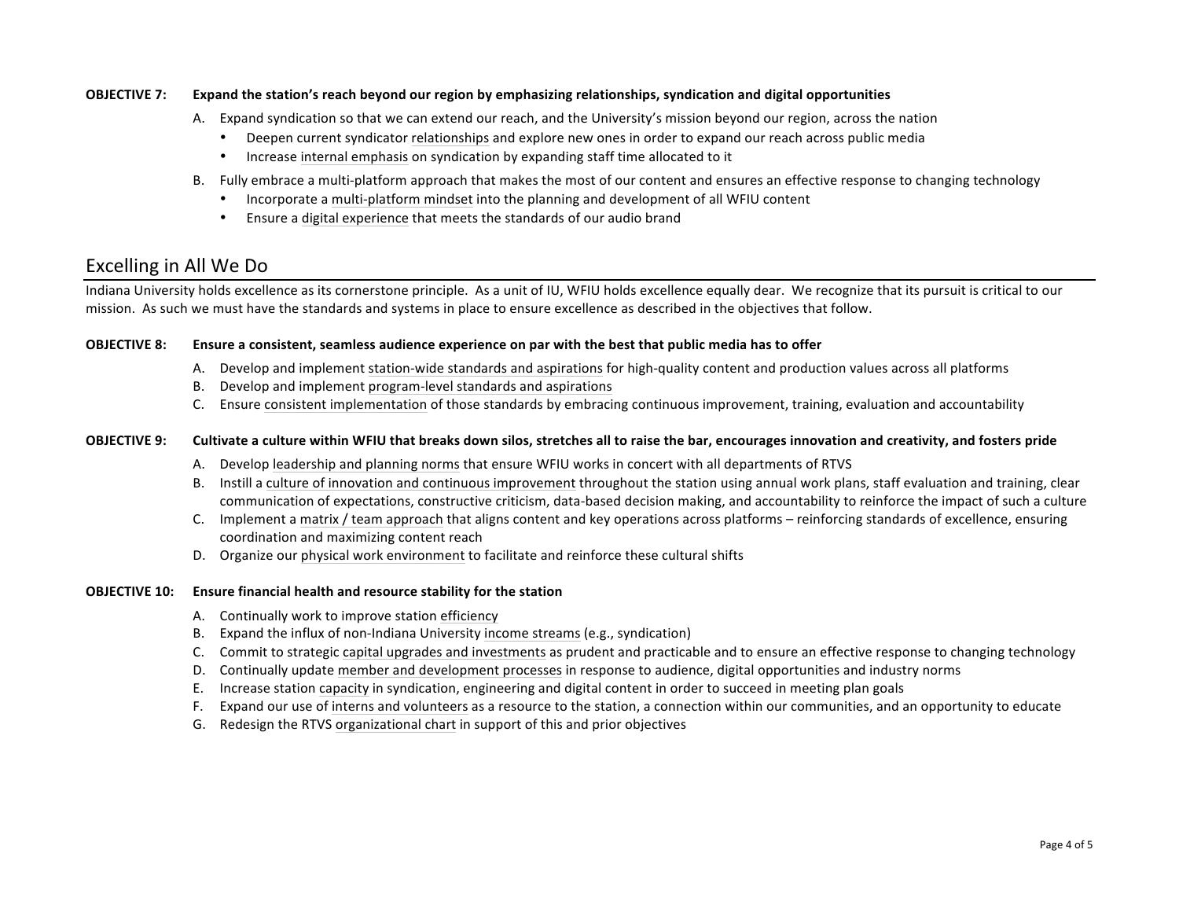**OBJECTIVE 7: Expand the station's reach beyond our region by emphasizing relationships, syndication and digital opportunities**

A. Expand syndication so that we can extend our reach, and the University's mission beyond our region, across the nation
   - Deepen current syndicator relationships and explore new ones in order to expand our reach across public media
   - Increase internal emphasis on syndication by expanding staff time allocated to it

B. Fully embrace a multi-platform approach that makes the most of our content and ensures an effective response to changing technology
   - Incorporate a multi-platform mindset into the planning and development of all WFIU content
   - Ensure a digital experience that meets the standards of our audio brand

## Excelling in All We Do

Indiana University holds excellence as its cornerstone principle. As a unit of IU, WFIU holds excellence equally dear. We recognize that its pursuit is critical to our mission. As such we must have the standards and systems in place to ensure excellence as described in the objectives that follow.

**OBJECTIVE 8: Ensure a consistent, seamless audience experience on par with the best that public media has to offer**

A. Develop and implement station-wide standards and aspirations for high-quality content and production values across all platforms
B. Develop and implement program-level standards and aspirations
C. Ensure consistent implementation of those standards by embracing continuous improvement, training, evaluation and accountability

**OBJECTIVE 9: Cultivate a culture within WFIU that breaks down silos, stretches all to raise the bar, encourages innovation and creativity, and fosters pride**

A. Develop leadership and planning norms that ensure WFIU works in concert with all departments of RTVS
B. Instill a culture of innovation and continuous improvement throughout the station using annual work plans, staff evaluation and training, clear communication of expectations, constructive criticism, data-based decision making, and accountability to reinforce the impact of such a culture
C. Implement a matrix / team approach that aligns content and key operations across platforms – reinforcing standards of excellence, ensuring coordination and maximizing content reach
D. Organize our physical work environment to facilitate and reinforce these cultural shifts

**OBJECTIVE 10: Ensure financial health and resource stability for the station**

A. Continually work to improve station efficiency
B. Expand the influx of non-Indiana University income streams (e.g., syndication)
C. Commit to strategic capital upgrades and investments as prudent and practicable and to ensure an effective response to changing technology
D. Continually update member and development processes in response to audience, digital opportunities and industry norms
E. Increase station capacity in syndication, engineering and digital content in order to succeed in meeting plan goals
F. Expand our use of interns and volunteers as a resource to the station, a connection within our communities, and an opportunity to educate
G. Redesign the RTVS organizational chart in support of this and prior objectives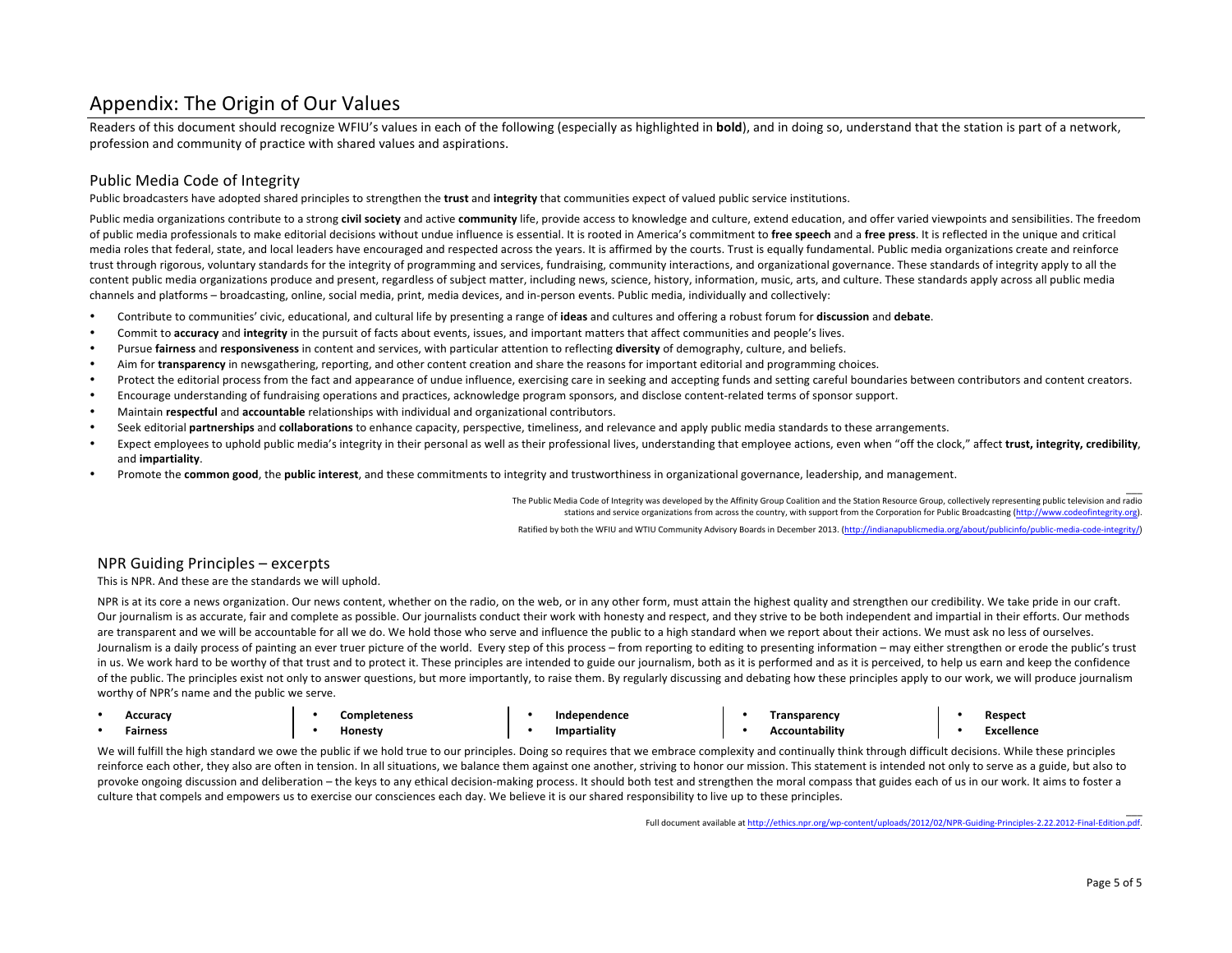# Appendix: The Origin of Our Values

Readers of this document should recognize WFIU's values in each of the following (especially as highlighted in **bold**), and in doing so, understand that the station is part of a network, profession and community of practice with shared values and aspirations.

## Public Media Code of Integrity

Public broadcasters have adopted shared principles to strengthen the **trust** and **integrity** that communities expect of valued public service institutions.

Public media organizations contribute to a strong **civil society** and active **community** life, provide access to knowledge and culture, extend education, and offer varied viewpoints and sensibilities. The freedom of public media professionals to make editorial decisions without undue influence is essential. It is rooted in America's commitment to **free speech** and a **free press**. It is reflected in the unique and critical media roles that federal, state, and local leaders have encouraged and respected across the years. It is affirmed by the courts. Trust is equally fundamental. Public media organizations create and reinforce trust through rigorous, voluntary standards for the integrity of programming and services, fundraising, community interactions, and organizational governance. These standards of integrity apply to all the content public media organizations produce and present, regardless of subject matter, including news, science, history, information, music, arts, and culture. These standards apply across all public media channels and platforms – broadcasting, online, social media, print, media devices, and in-person events. Public media, individually and collectively:

- Contribute to communities' civic, educational, and cultural life by presenting a range of **ideas** and cultures and offering a robust forum for **discussion** and **debate**.
- Commit to **accuracy** and **integrity** in the pursuit of facts about events, issues, and important matters that affect communities and people's lives.
- Pursue **fairness** and **responsiveness** in content and services, with particular attention to reflecting **diversity** of demography, culture, and beliefs.
- Aim for **transparency** in newsgathering, reporting, and other content creation and share the reasons for important editorial and programming choices.
- Protect the editorial process from the fact and appearance of undue influence, exercising care in seeking and accepting funds and setting careful boundaries between contributors and content creators.
- Encourage understanding of fundraising operations and practices, acknowledge program sponsors, and disclose content-related terms of sponsor support.
- Maintain **respectful** and **accountable** relationships with individual and organizational contributors.
- Seek editorial **partnerships** and **collaborations** to enhance capacity, perspective, timeliness, and relevance and apply public media standards to these arrangements.
- Expect employees to uphold public media's integrity in their personal as well as their professional lives, understanding that employee actions, even when "off the clock," affect **trust, integrity, credibility**, and **impartiality**.
- Promote the **common good**, the **public interest**, and these commitments to integrity and trustworthiness in organizational governance, leadership, and management.

The Public Media Code of Integrity was developed by the Affinity Group Coalition and the Station Resource Group, collectively representing public television and radio stations and service organizations from across the country, with support from the Corporation for Public Broadcasting (http://www.codeofintegrity.org).

Ratified by both the WFIU and WTIU Community Advisory Boards in December 2013. (http://indianapublicmedia.org/about/publicinfo/public-media-code-integrity/)

## NPR Guiding Principles – excerpts

This is NPR. And these are the standards we will uphold.

NPR is at its core a news organization. Our news content, whether on the radio, on the web, or in any other form, must attain the highest quality and strengthen our credibility. We take pride in our craft. Our journalism is as accurate, fair and complete as possible. Our journalists conduct their work with honesty and respect, and they strive to be both independent and impartial in their efforts. Our methods are transparent and we will be accountable for all we do. We hold those who serve and influence the public to a high standard when we report about their actions. We must ask no less of ourselves. Journalism is a daily process of painting an ever truer picture of the world. Every step of this process – from reporting to editing to presenting information – may either strengthen or erode the public's trust in us. We work hard to be worthy of that trust and to protect it. These principles are intended to guide our journalism, both as it is performed and as it is perceived, to help us earn and keep the confidence of the public. The principles exist not only to answer questions, but more importantly, to raise them. By regularly discussing and debating how these principles apply to our work, we will produce journalism worthy of NPR's name and the public we serve.

- **Accuracy**
- **Fairness**
- **Completeness**
- **Honesty**
- **Independence**
- **Impartiality**
- **Transparency**
- **Accountability**
- **Respect**
- **Excellence**

We will fulfill the high standard we owe the public if we hold true to our principles. Doing so requires that we embrace complexity and continually think through difficult decisions. While these principles reinforce each other, they also are often in tension. In all situations, we balance them against one another, striving to honor our mission. This statement is intended not only to serve as a guide, but also to provoke ongoing discussion and deliberation – the keys to any ethical decision-making process. It should both test and strengthen the moral compass that guides each of us in our work. It aims to foster a culture that compels and empowers us to exercise our consciences each day. We believe it is our shared responsibility to live up to these principles.

Full document available at http://ethics.npr.org/wp-content/uploads/2012/02/NPR-Guiding-Principles-2.22.2012-Final-Edition.pdf.